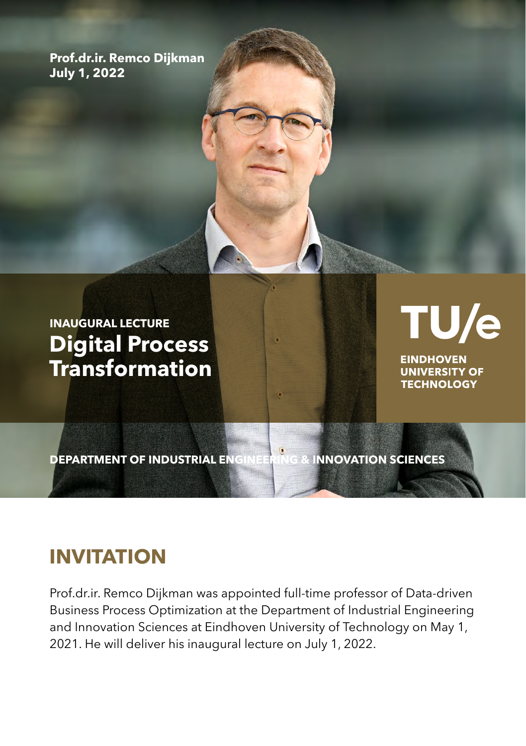**Prof.dr.ir. Remco Dijkman**
**July 1, 2022**

**INAUGURAL LECTURE**

# Digital Process Transformation

TU/e
EINDHOVEN UNIVERSITY OF TECHNOLOGY

**DEPARTMENT OF INDUSTRIAL ENGINEERING & INNOVATION SCIENCES**

## INVITATION

Prof.dr.ir. Remco Dijkman was appointed full-time professor of Data-driven Business Process Optimization at the Department of Industrial Engineering and Innovation Sciences at Eindhoven University of Technology on May 1, 2021. He will deliver his inaugural lecture on July 1, 2022.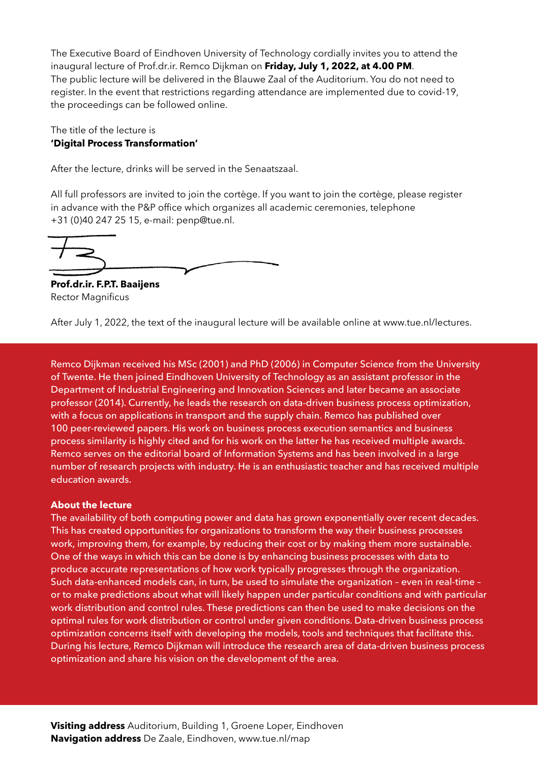The Executive Board of Eindhoven University of Technology cordially invites you to attend the inaugural lecture of Prof.dr.ir. Remco Dijkman on **Friday, July 1, 2022, at 4.00 PM**.
The public lecture will be delivered in the Blauwe Zaal of the Auditorium. You do not need to register. In the event that restrictions regarding attendance are implemented due to covid-19, the proceedings can be followed online.

The title of the lecture is
**'Digital Process Transformation'**

After the lecture, drinks will be served in the Senaatszaal.

All full professors are invited to join the cortège. If you want to join the cortège, please register in advance with the P&P office which organizes all academic ceremonies, telephone +31 (0)40 247 25 15, e-mail: penp@tue.nl.

**Prof.dr.ir. F.P.T. Baaijens**
Rector Magnificus

After July 1, 2022, the text of the inaugural lecture will be available online at www.tue.nl/lectures.

Remco Dijkman received his MSc (2001) and PhD (2006) in Computer Science from the University of Twente. He then joined Eindhoven University of Technology as an assistant professor in the Department of Industrial Engineering and Innovation Sciences and later became an associate professor (2014). Currently, he leads the research on data-driven business process optimization, with a focus on applications in transport and the supply chain. Remco has published over 100 peer-reviewed papers. His work on business process execution semantics and business process similarity is highly cited and for his work on the latter he has received multiple awards. Remco serves on the editorial board of Information Systems and has been involved in a large number of research projects with industry. He is an enthusiastic teacher and has received multiple education awards.

**About the lecture**
The availability of both computing power and data has grown exponentially over recent decades. This has created opportunities for organizations to transform the way their business processes work, improving them, for example, by reducing their cost or by making them more sustainable. One of the ways in which this can be done is by enhancing business processes with data to produce accurate representations of how work typically progresses through the organization. Such data-enhanced models can, in turn, be used to simulate the organization – even in real-time – or to make predictions about what will likely happen under particular conditions and with particular work distribution and control rules. These predictions can then be used to make decisions on the optimal rules for work distribution or control under given conditions. Data-driven business process optimization concerns itself with developing the models, tools and techniques that facilitate this. During his lecture, Remco Dijkman will introduce the research area of data-driven business process optimization and share his vision on the development of the area.

**Visiting address** Auditorium, Building 1, Groene Loper, Eindhoven
**Navigation address** De Zaale, Eindhoven, www.tue.nl/map